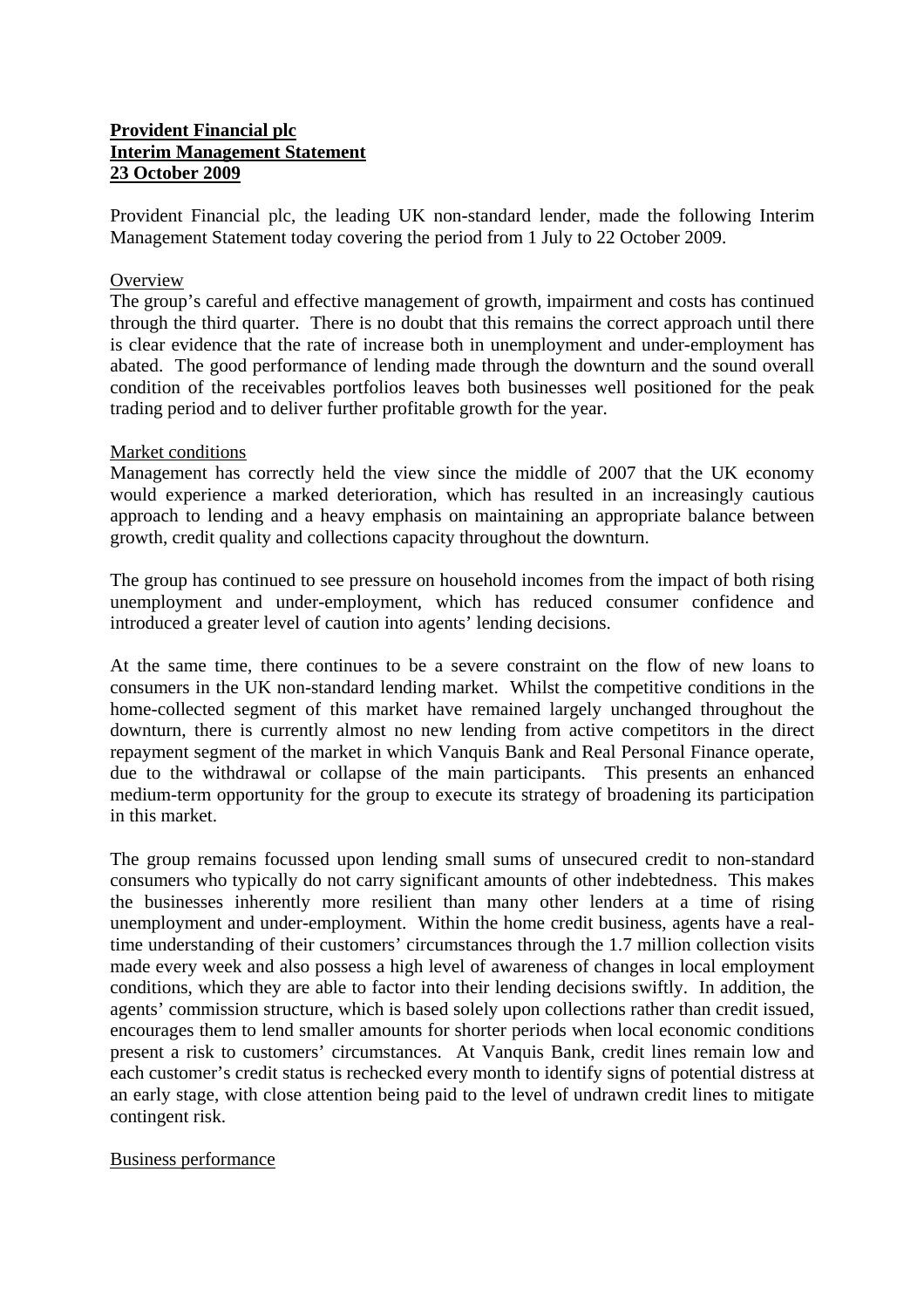**Provident Financial plc**
**Interim Management Statement**
**23 October 2009**

Provident Financial plc, the leading UK non-standard lender, made the following Interim Management Statement today covering the period from 1 July to 22 October 2009.

Overview

The group's careful and effective management of growth, impairment and costs has continued through the third quarter. There is no doubt that this remains the correct approach until there is clear evidence that the rate of increase both in unemployment and under-employment has abated. The good performance of lending made through the downturn and the sound overall condition of the receivables portfolios leaves both businesses well positioned for the peak trading period and to deliver further profitable growth for the year.

Market conditions

Management has correctly held the view since the middle of 2007 that the UK economy would experience a marked deterioration, which has resulted in an increasingly cautious approach to lending and a heavy emphasis on maintaining an appropriate balance between growth, credit quality and collections capacity throughout the downturn.

The group has continued to see pressure on household incomes from the impact of both rising unemployment and under-employment, which has reduced consumer confidence and introduced a greater level of caution into agents' lending decisions.

At the same time, there continues to be a severe constraint on the flow of new loans to consumers in the UK non-standard lending market. Whilst the competitive conditions in the home-collected segment of this market have remained largely unchanged throughout the downturn, there is currently almost no new lending from active competitors in the direct repayment segment of the market in which Vanquis Bank and Real Personal Finance operate, due to the withdrawal or collapse of the main participants. This presents an enhanced medium-term opportunity for the group to execute its strategy of broadening its participation in this market.

The group remains focussed upon lending small sums of unsecured credit to non-standard consumers who typically do not carry significant amounts of other indebtedness. This makes the businesses inherently more resilient than many other lenders at a time of rising unemployment and under-employment. Within the home credit business, agents have a real-time understanding of their customers' circumstances through the 1.7 million collection visits made every week and also possess a high level of awareness of changes in local employment conditions, which they are able to factor into their lending decisions swiftly. In addition, the agents' commission structure, which is based solely upon collections rather than credit issued, encourages them to lend smaller amounts for shorter periods when local economic conditions present a risk to customers' circumstances. At Vanquis Bank, credit lines remain low and each customer's credit status is rechecked every month to identify signs of potential distress at an early stage, with close attention being paid to the level of undrawn credit lines to mitigate contingent risk.

Business performance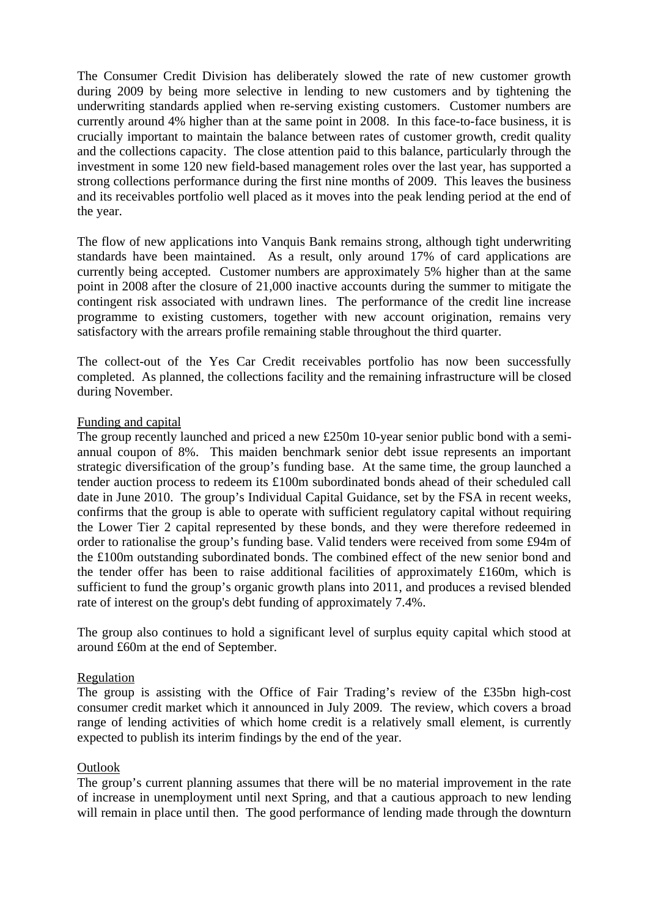The Consumer Credit Division has deliberately slowed the rate of new customer growth during 2009 by being more selective in lending to new customers and by tightening the underwriting standards applied when re-serving existing customers. Customer numbers are currently around 4% higher than at the same point in 2008. In this face-to-face business, it is crucially important to maintain the balance between rates of customer growth, credit quality and the collections capacity. The close attention paid to this balance, particularly through the investment in some 120 new field-based management roles over the last year, has supported a strong collections performance during the first nine months of 2009. This leaves the business and its receivables portfolio well placed as it moves into the peak lending period at the end of the year.

The flow of new applications into Vanquis Bank remains strong, although tight underwriting standards have been maintained. As a result, only around 17% of card applications are currently being accepted. Customer numbers are approximately 5% higher than at the same point in 2008 after the closure of 21,000 inactive accounts during the summer to mitigate the contingent risk associated with undrawn lines. The performance of the credit line increase programme to existing customers, together with new account origination, remains very satisfactory with the arrears profile remaining stable throughout the third quarter.

The collect-out of the Yes Car Credit receivables portfolio has now been successfully completed. As planned, the collections facility and the remaining infrastructure will be closed during November.

<u>Funding and capital</u>

The group recently launched and priced a new £250m 10-year senior public bond with a semi-annual coupon of 8%. This maiden benchmark senior debt issue represents an important strategic diversification of the group's funding base. At the same time, the group launched a tender auction process to redeem its £100m subordinated bonds ahead of their scheduled call date in June 2010. The group's Individual Capital Guidance, set by the FSA in recent weeks, confirms that the group is able to operate with sufficient regulatory capital without requiring the Lower Tier 2 capital represented by these bonds, and they were therefore redeemed in order to rationalise the group's funding base. Valid tenders were received from some £94m of the £100m outstanding subordinated bonds. The combined effect of the new senior bond and the tender offer has been to raise additional facilities of approximately £160m, which is sufficient to fund the group's organic growth plans into 2011, and produces a revised blended rate of interest on the group's debt funding of approximately 7.4%.

The group also continues to hold a significant level of surplus equity capital which stood at around £60m at the end of September.

<u>Regulation</u>

The group is assisting with the Office of Fair Trading's review of the £35bn high-cost consumer credit market which it announced in July 2009. The review, which covers a broad range of lending activities of which home credit is a relatively small element, is currently expected to publish its interim findings by the end of the year.

<u>Outlook</u>

The group's current planning assumes that there will be no material improvement in the rate of increase in unemployment until next Spring, and that a cautious approach to new lending will remain in place until then. The good performance of lending made through the downturn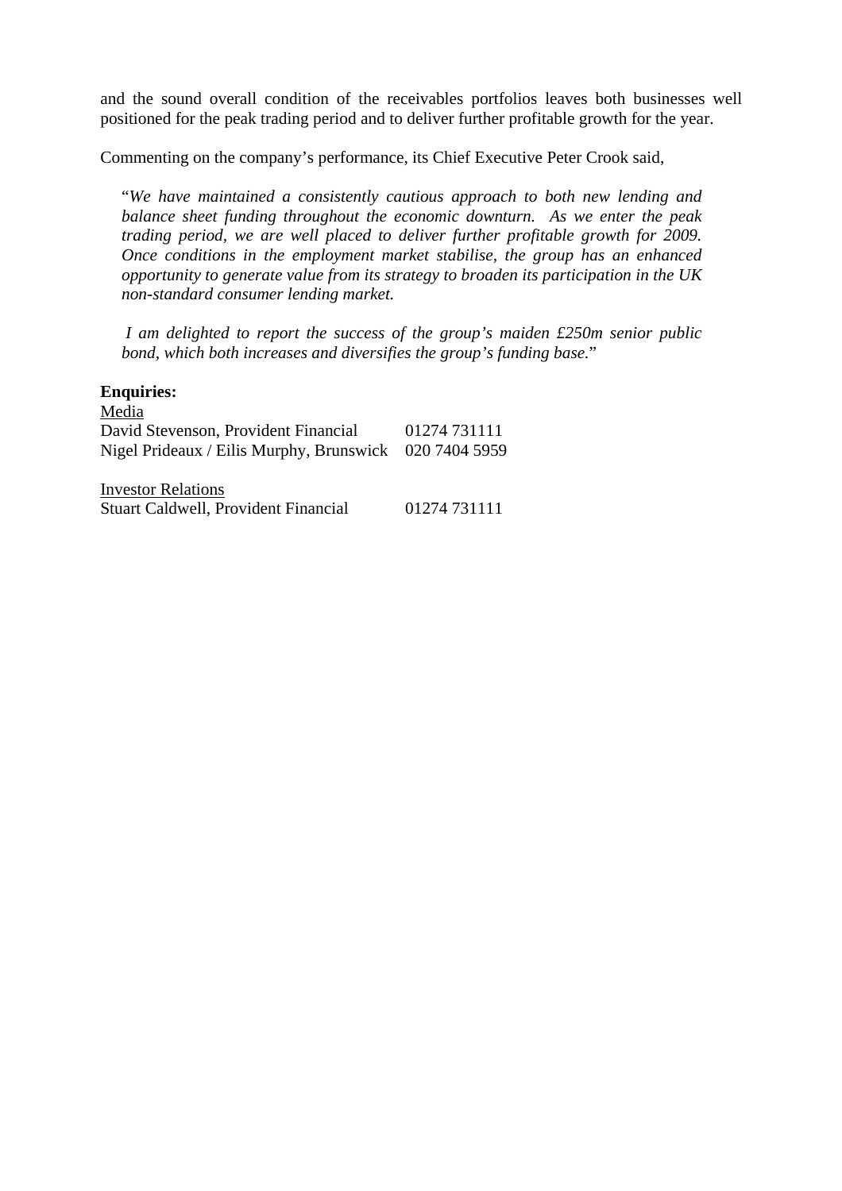and the sound overall condition of the receivables portfolios leaves both businesses well positioned for the peak trading period and to deliver further profitable growth for the year.

Commenting on the company's performance, its Chief Executive Peter Crook said,

> "*We have maintained a consistently cautious approach to both new lending and balance sheet funding throughout the economic downturn. As we enter the peak trading period, we are well placed to deliver further profitable growth for 2009. Once conditions in the employment market stabilise, the group has an enhanced opportunity to generate value from its strategy to broaden its participation in the UK non-standard consumer lending market.*
>
> *I am delighted to report the success of the group's maiden £250m senior public bond, which both increases and diversifies the group's funding base.*"

**Enquiries:**

Media

| | |
|---|---|
| David Stevenson, Provident Financial | 01274 731111 |
| Nigel Prideaux / Eilis Murphy, Brunswick | 020 7404 5959 |

Investor Relations

| | |
|---|---|
| Stuart Caldwell, Provident Financial | 01274 731111 |